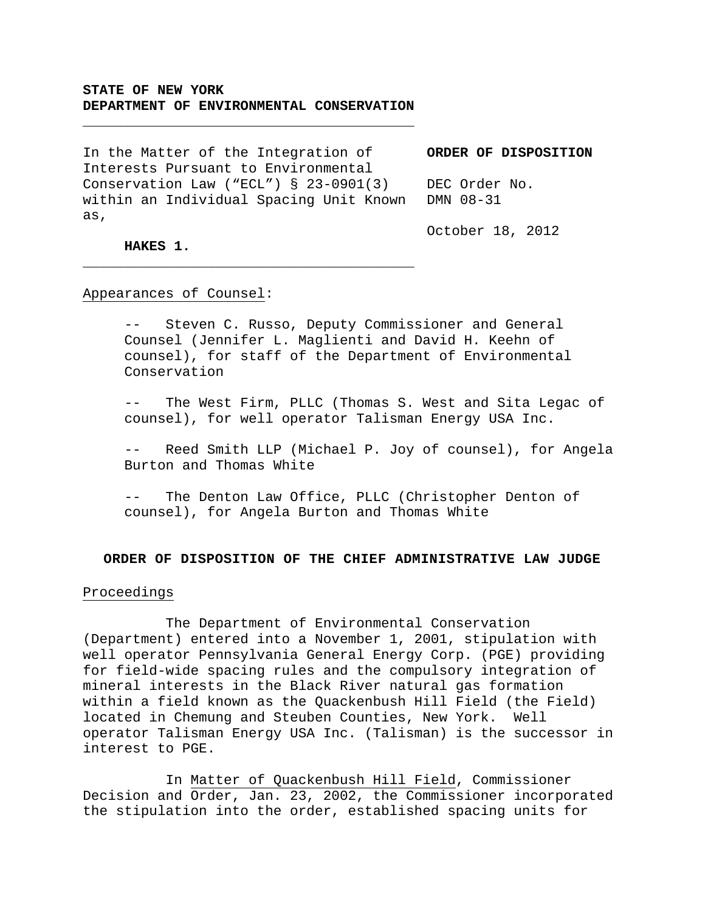**STATE OF NEW YORK**
**DEPARTMENT OF ENVIRONMENTAL CONSERVATION**

---

In the Matter of the Integration of Interests Pursuant to Environmental Conservation Law ("ECL") § 23-0901(3) within an Individual Spacing Unit Known as,

**HAKES 1.**

**ORDER OF DISPOSITION**

DEC Order No. DMN 08-31

October 18, 2012

---

Appearances of Counsel:

-- Steven C. Russo, Deputy Commissioner and General Counsel (Jennifer L. Maglienti and David H. Keehn of counsel), for staff of the Department of Environmental Conservation

-- The West Firm, PLLC (Thomas S. West and Sita Legac of counsel), for well operator Talisman Energy USA Inc.

-- Reed Smith LLP (Michael P. Joy of counsel), for Angela Burton and Thomas White

-- The Denton Law Office, PLLC (Christopher Denton of counsel), for Angela Burton and Thomas White

## ORDER OF DISPOSITION OF THE CHIEF ADMINISTRATIVE LAW JUDGE

Proceedings

The Department of Environmental Conservation (Department) entered into a November 1, 2001, stipulation with well operator Pennsylvania General Energy Corp. (PGE) providing for field-wide spacing rules and the compulsory integration of mineral interests in the Black River natural gas formation within a field known as the Quackenbush Hill Field (the Field) located in Chemung and Steuben Counties, New York. Well operator Talisman Energy USA Inc. (Talisman) is the successor in interest to PGE.

In Matter of Quackenbush Hill Field, Commissioner Decision and Order, Jan. 23, 2002, the Commissioner incorporated the stipulation into the order, established spacing units for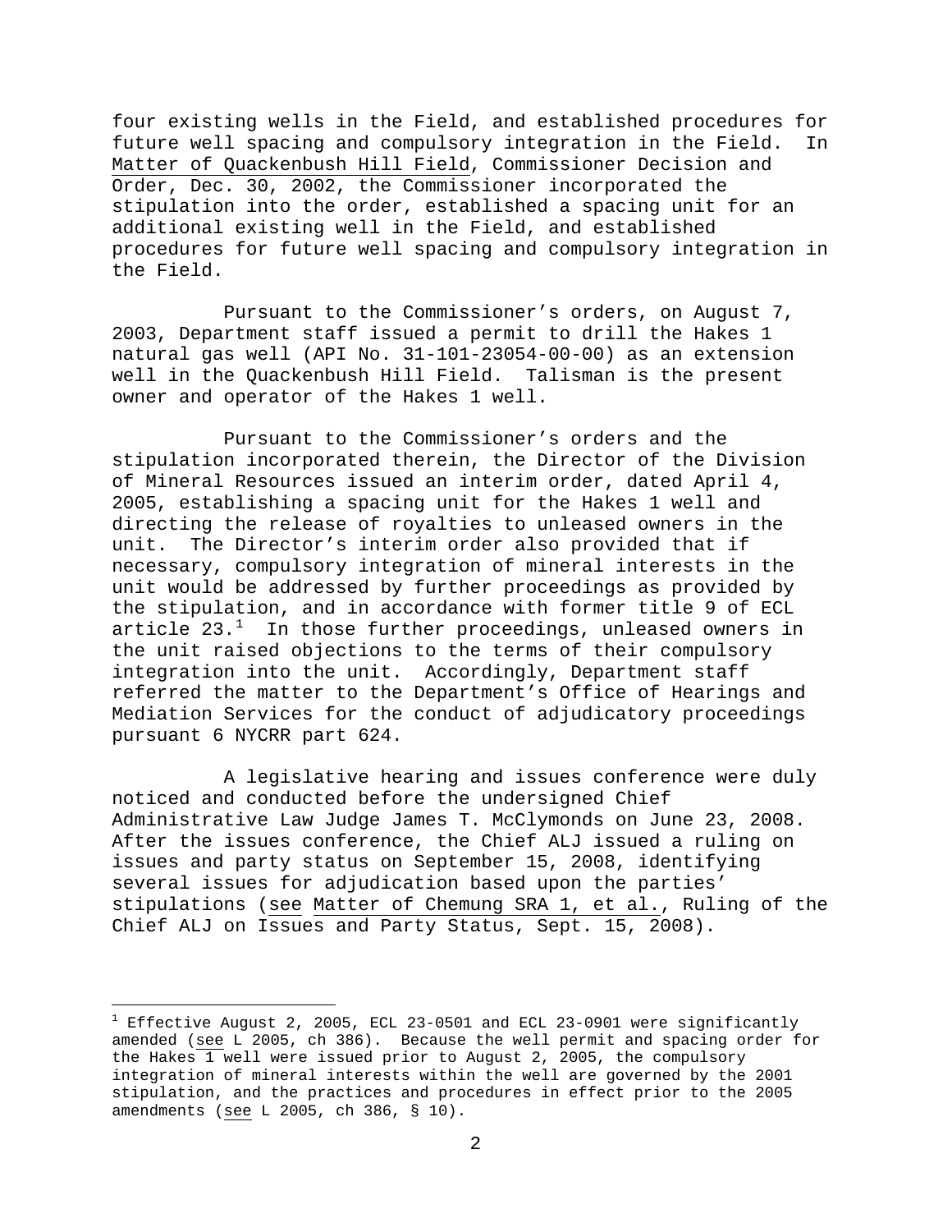four existing wells in the Field, and established procedures for future well spacing and compulsory integration in the Field. In Matter of Quackenbush Hill Field, Commissioner Decision and Order, Dec. 30, 2002, the Commissioner incorporated the stipulation into the order, established a spacing unit for an additional existing well in the Field, and established procedures for future well spacing and compulsory integration in the Field.

Pursuant to the Commissioner's orders, on August 7, 2003, Department staff issued a permit to drill the Hakes 1 natural gas well (API No. 31-101-23054-00-00) as an extension well in the Quackenbush Hill Field. Talisman is the present owner and operator of the Hakes 1 well.

Pursuant to the Commissioner's orders and the stipulation incorporated therein, the Director of the Division of Mineral Resources issued an interim order, dated April 4, 2005, establishing a spacing unit for the Hakes 1 well and directing the release of royalties to unleased owners in the unit. The Director's interim order also provided that if necessary, compulsory integration of mineral interests in the unit would be addressed by further proceedings as provided by the stipulation, and in accordance with former title 9 of ECL article 23.[1] In those further proceedings, unleased owners in the unit raised objections to the terms of their compulsory integration into the unit. Accordingly, Department staff referred the matter to the Department's Office of Hearings and Mediation Services for the conduct of adjudicatory proceedings pursuant 6 NYCRR part 624.

A legislative hearing and issues conference were duly noticed and conducted before the undersigned Chief Administrative Law Judge James T. McClymonds on June 23, 2008. After the issues conference, the Chief ALJ issued a ruling on issues and party status on September 15, 2008, identifying several issues for adjudication based upon the parties' stipulations (see Matter of Chemung SRA 1, et al., Ruling of the Chief ALJ on Issues and Party Status, Sept. 15, 2008).

---

[1] Effective August 2, 2005, ECL 23-0501 and ECL 23-0901 were significantly amended (see L 2005, ch 386). Because the well permit and spacing order for the Hakes 1 well were issued prior to August 2, 2005, the compulsory integration of mineral interests within the well are governed by the 2001 stipulation, and the practices and procedures in effect prior to the 2005 amendments (see L 2005, ch 386, § 10).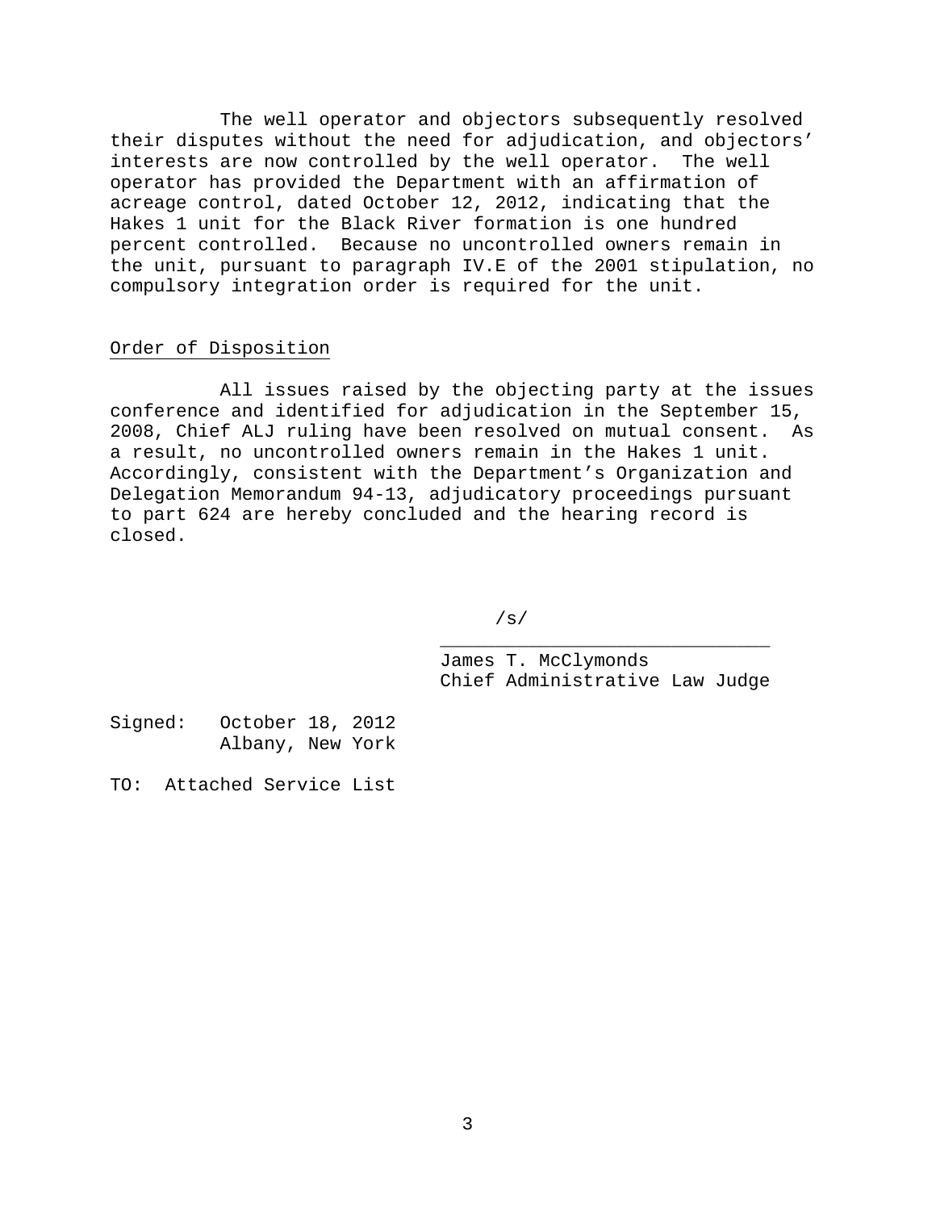The well operator and objectors subsequently resolved their disputes without the need for adjudication, and objectors' interests are now controlled by the well operator. The well operator has provided the Department with an affirmation of acreage control, dated October 12, 2012, indicating that the Hakes 1 unit for the Black River formation is one hundred percent controlled. Because no uncontrolled owners remain in the unit, pursuant to paragraph IV.E of the 2001 stipulation, no compulsory integration order is required for the unit.

Order of Disposition

All issues raised by the objecting party at the issues conference and identified for adjudication in the September 15, 2008, Chief ALJ ruling have been resolved on mutual consent. As a result, no uncontrolled owners remain in the Hakes 1 unit. Accordingly, consistent with the Department's Organization and Delegation Memorandum 94-13, adjudicatory proceedings pursuant to part 624 are hereby concluded and the hearing record is closed.

/s/
______________________________
James T. McClymonds
Chief Administrative Law Judge

Signed: October 18, 2012
Albany, New York

TO: Attached Service List